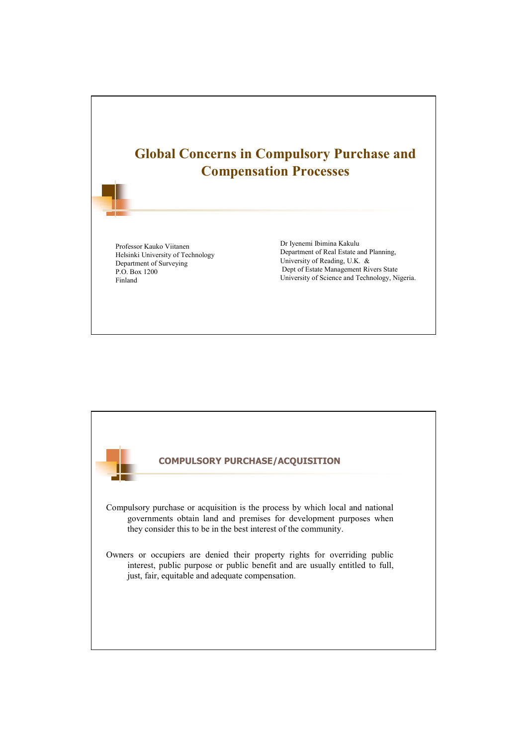# Global Concerns in Compulsory Purchase and Compensation Processes

Professor Kauko Viitanen
Helsinki University of Technology
Department of Surveying
P.O. Box 1200
Finland

Dr Iyenemi Ibimina Kakulu
Department of Real Estate and Planning,
University of Reading, U.K. &
Dept of Estate Management Rivers State
University of Science and Technology, Nigeria.

## COMPULSORY PURCHASE/ACQUISITION

Compulsory purchase or acquisition is the process by which local and national governments obtain land and premises for development purposes when they consider this to be in the best interest of the community.

Owners or occupiers are denied their property rights for overriding public interest, public purpose or public benefit and are usually entitled to full, just, fair, equitable and adequate compensation.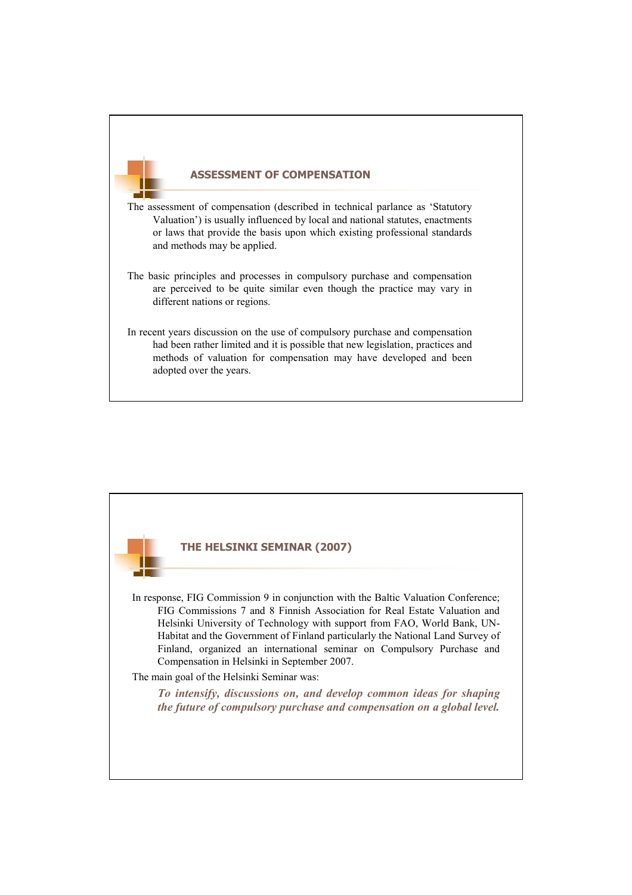## ASSESSMENT OF COMPENSATION

The assessment of compensation (described in technical parlance as 'Statutory Valuation') is usually influenced by local and national statutes, enactments or laws that provide the basis upon which existing professional standards and methods may be applied.

The basic principles and processes in compulsory purchase and compensation are perceived to be quite similar even though the practice may vary in different nations or regions.

In recent years discussion on the use of compulsory purchase and compensation had been rather limited and it is possible that new legislation, practices and methods of valuation for compensation may have developed and been adopted over the years.

## THE HELSINKI SEMINAR (2007)

In response, FIG Commission 9 in conjunction with the Baltic Valuation Conference; FIG Commissions 7 and 8 Finnish Association for Real Estate Valuation and Helsinki University of Technology with support from FAO, World Bank, UN-Habitat and the Government of Finland particularly the National Land Survey of Finland, organized an international seminar on Compulsory Purchase and Compensation in Helsinki in September 2007.

The main goal of the Helsinki Seminar was:

***To intensify, discussions on, and develop common ideas for shaping the future of compulsory purchase and compensation on a global level.***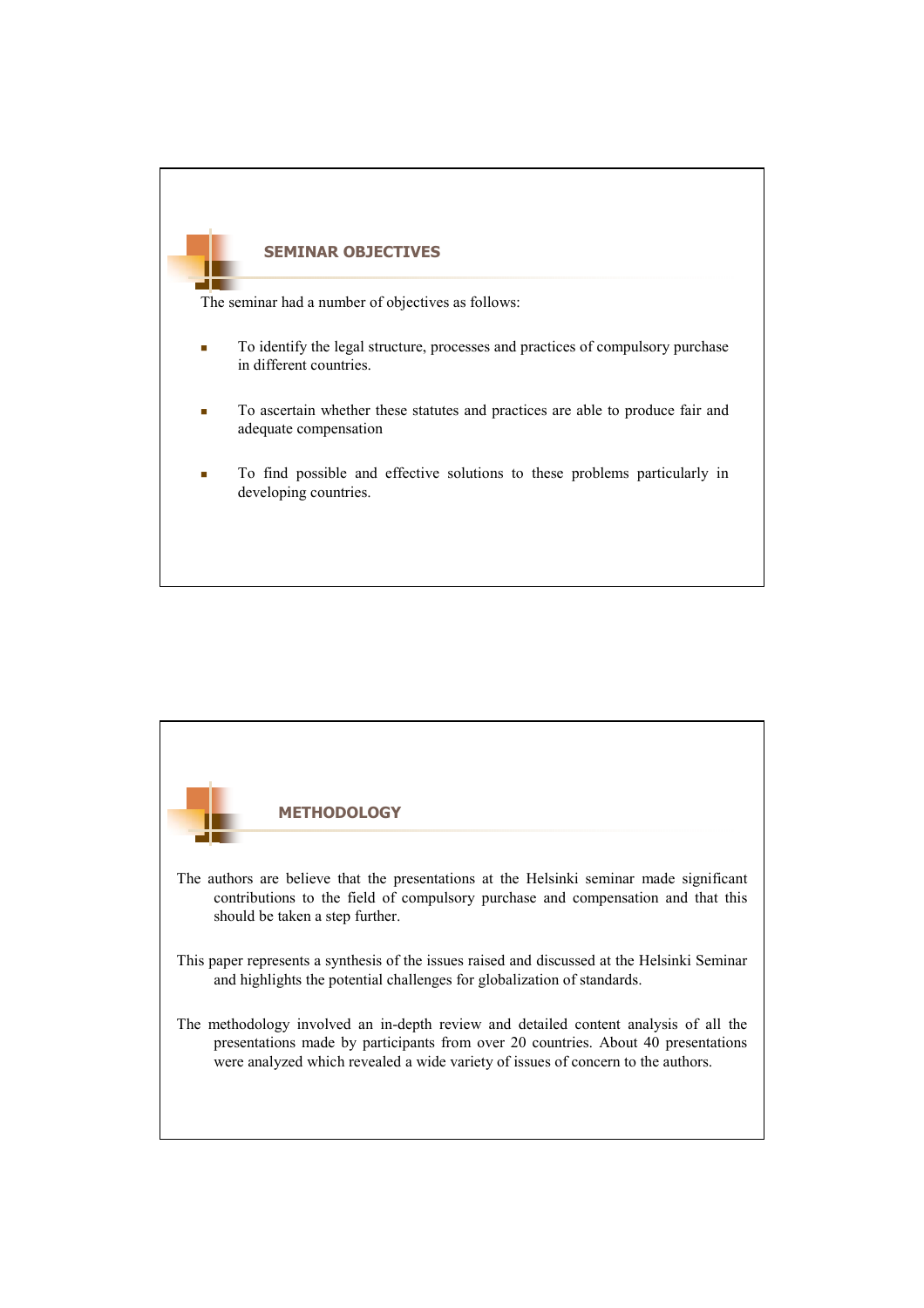## SEMINAR OBJECTIVES

The seminar had a number of objectives as follows:

- To identify the legal structure, processes and practices of compulsory purchase in different countries.
- To ascertain whether these statutes and practices are able to produce fair and adequate compensation
- To find possible and effective solutions to these problems particularly in developing countries.

## METHODOLOGY

The authors are believe that the presentations at the Helsinki seminar made significant contributions to the field of compulsory purchase and compensation and that this should be taken a step further.

This paper represents a synthesis of the issues raised and discussed at the Helsinki Seminar and highlights the potential challenges for globalization of standards.

The methodology involved an in-depth review and detailed content analysis of all the presentations made by participants from over 20 countries. About 40 presentations were analyzed which revealed a wide variety of issues of concern to the authors.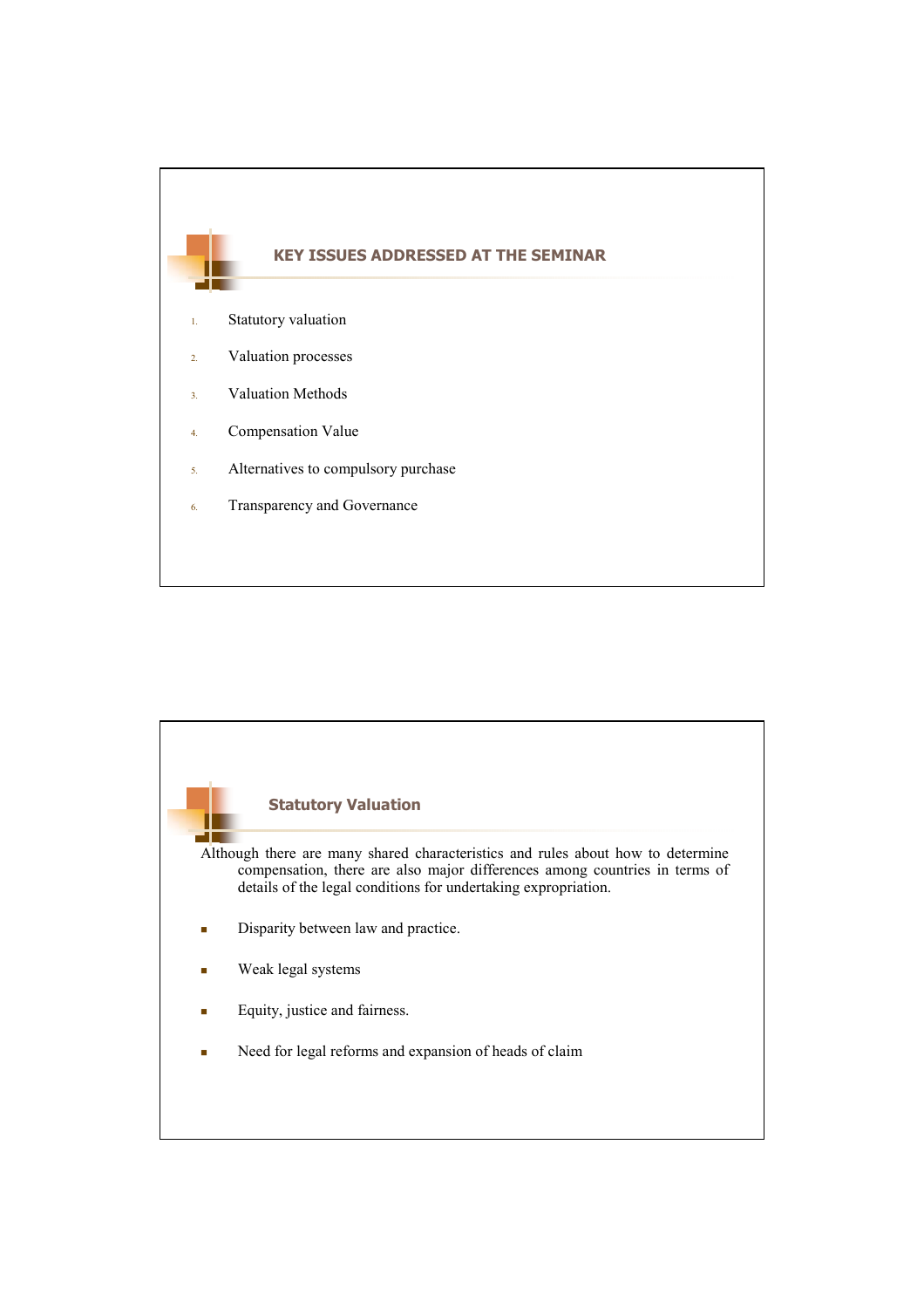## KEY ISSUES ADDRESSED AT THE SEMINAR

1. Statutory valuation
2. Valuation processes
3. Valuation Methods
4. Compensation Value
5. Alternatives to compulsory purchase
6. Transparency and Governance

## Statutory Valuation

Although there are many shared characteristics and rules about how to determine compensation, there are also major differences among countries in terms of details of the legal conditions for undertaking expropriation.

- Disparity between law and practice.
- Weak legal systems
- Equity, justice and fairness.
- Need for legal reforms and expansion of heads of claim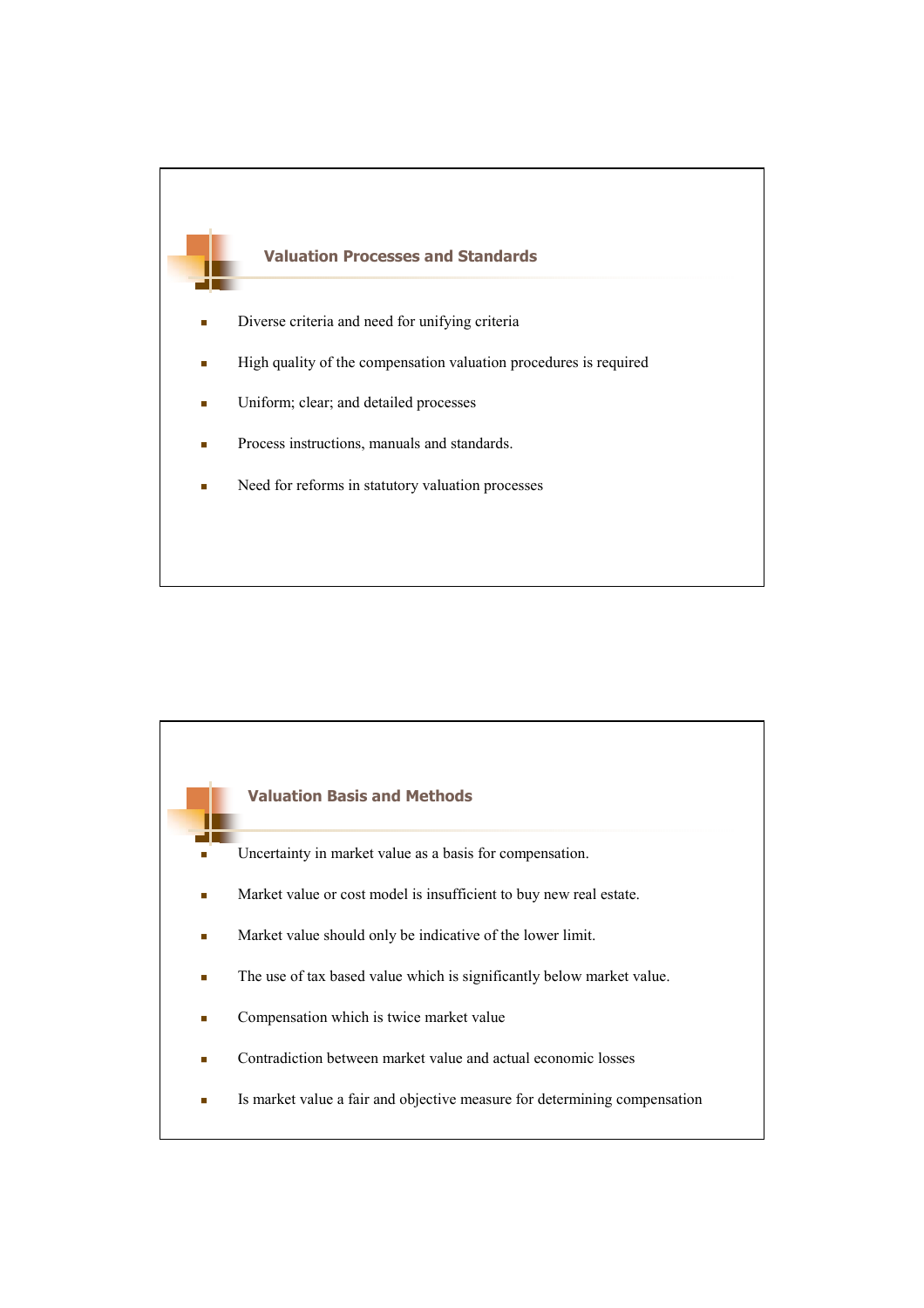## Valuation Processes and Standards

- Diverse criteria and need for unifying criteria
- High quality of the compensation valuation procedures is required
- Uniform; clear; and detailed processes
- Process instructions, manuals and standards.
- Need for reforms in statutory valuation processes

## Valuation Basis and Methods

- Uncertainty in market value as a basis for compensation.
- Market value or cost model is insufficient to buy new real estate.
- Market value should only be indicative of the lower limit.
- The use of tax based value which is significantly below market value.
- Compensation which is twice market value
- Contradiction between market value and actual economic losses
- Is market value a fair and objective measure for determining compensation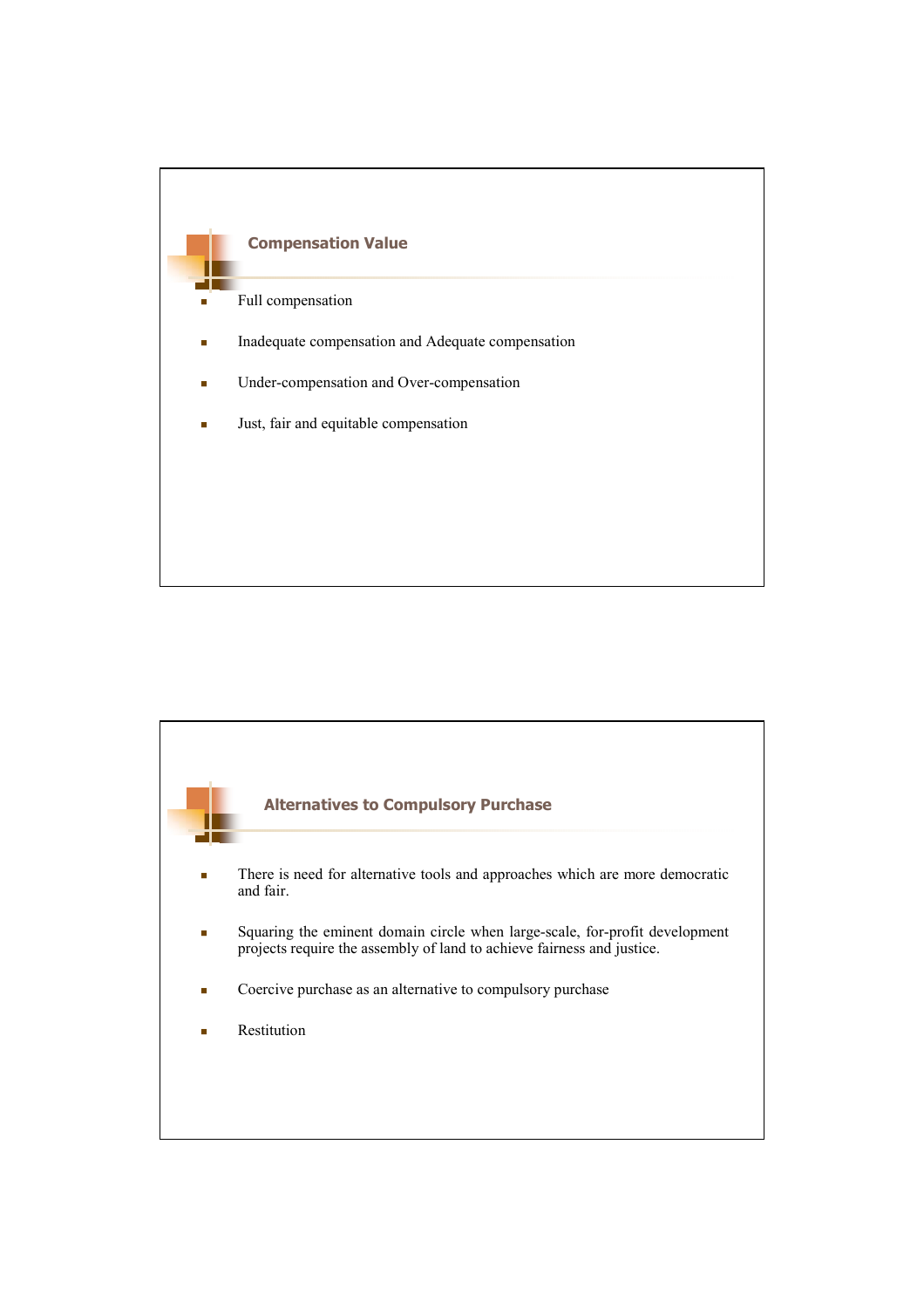## Compensation Value

- Full compensation
- Inadequate compensation and Adequate compensation
- Under-compensation and Over-compensation
- Just, fair and equitable compensation

## Alternatives to Compulsory Purchase

- There is need for alternative tools and approaches which are more democratic and fair.
- Squaring the eminent domain circle when large-scale, for-profit development projects require the assembly of land to achieve fairness and justice.
- Coercive purchase as an alternative to compulsory purchase
- Restitution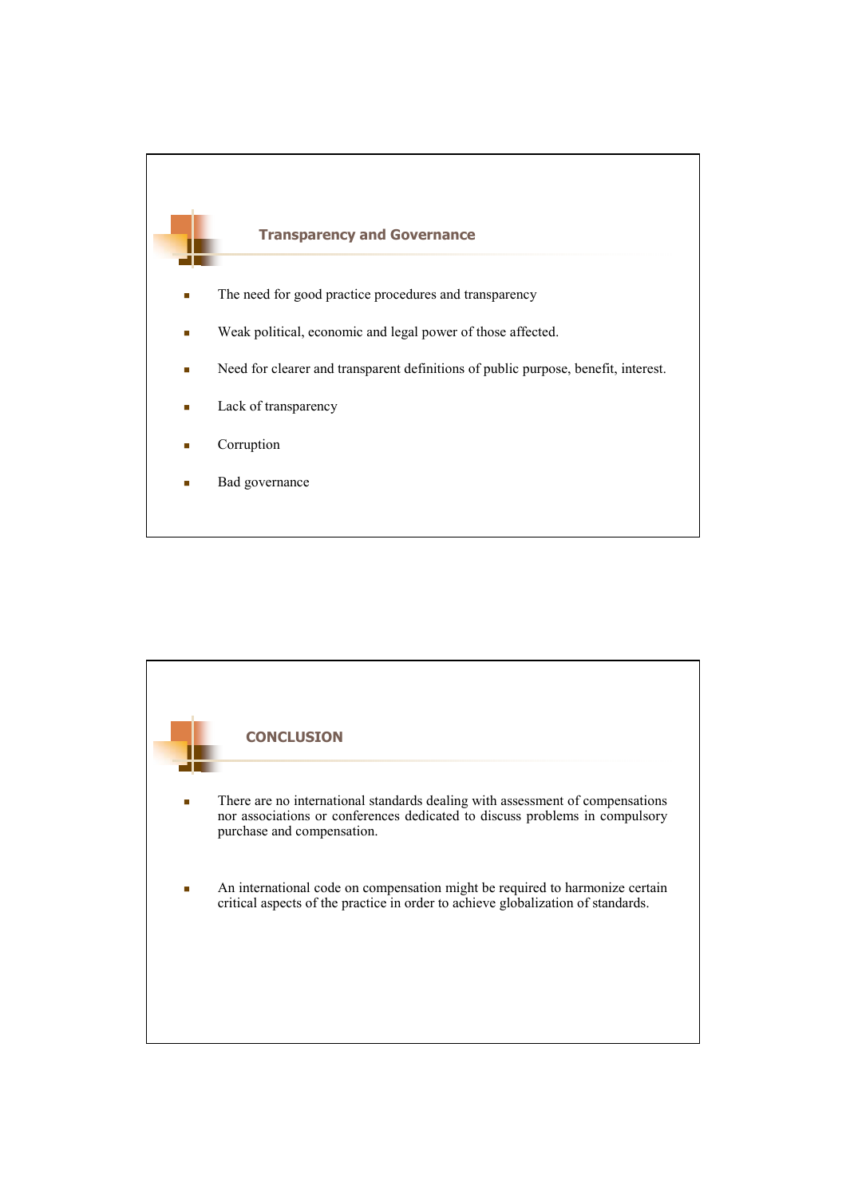## Transparency and Governance

- The need for good practice procedures and transparency
- Weak political, economic and legal power of those affected.
- Need for clearer and transparent definitions of public purpose, benefit, interest.
- Lack of transparency
- Corruption
- Bad governance

## CONCLUSION

- There are no international standards dealing with assessment of compensations nor associations or conferences dedicated to discuss problems in compulsory purchase and compensation.
- An international code on compensation might be required to harmonize certain critical aspects of the practice in order to achieve globalization of standards.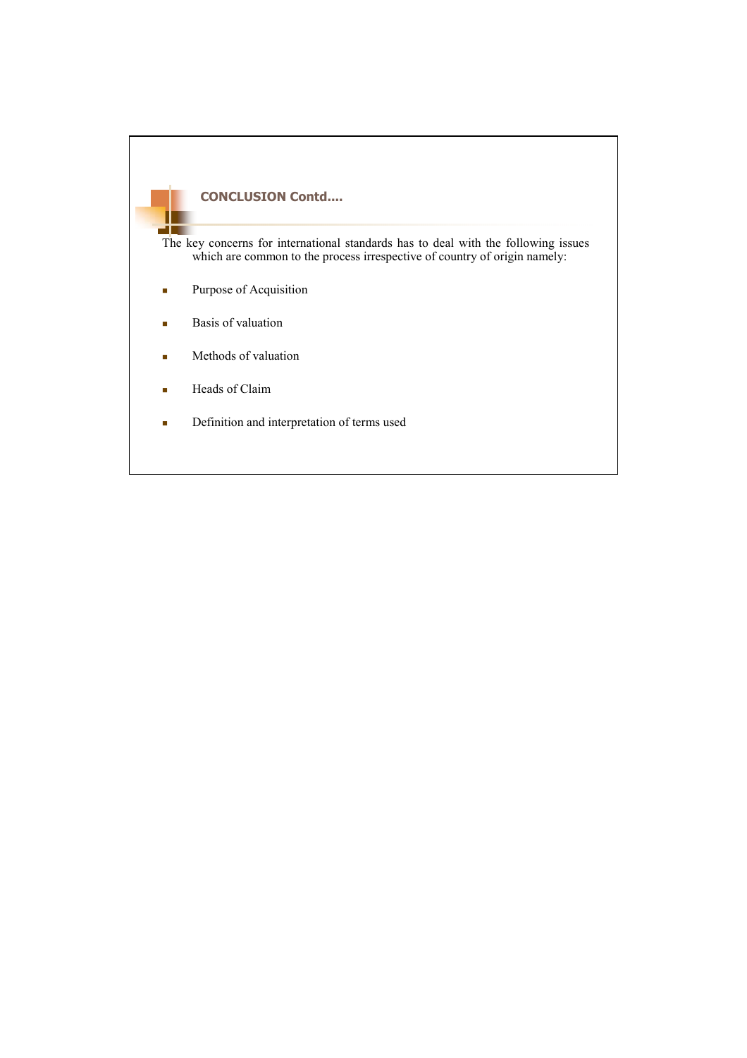## CONCLUSION Contd....

The key concerns for international standards has to deal with the following issues which are common to the process irrespective of country of origin namely:

- Purpose of Acquisition
- Basis of valuation
- Methods of valuation
- Heads of Claim
- Definition and interpretation of terms used